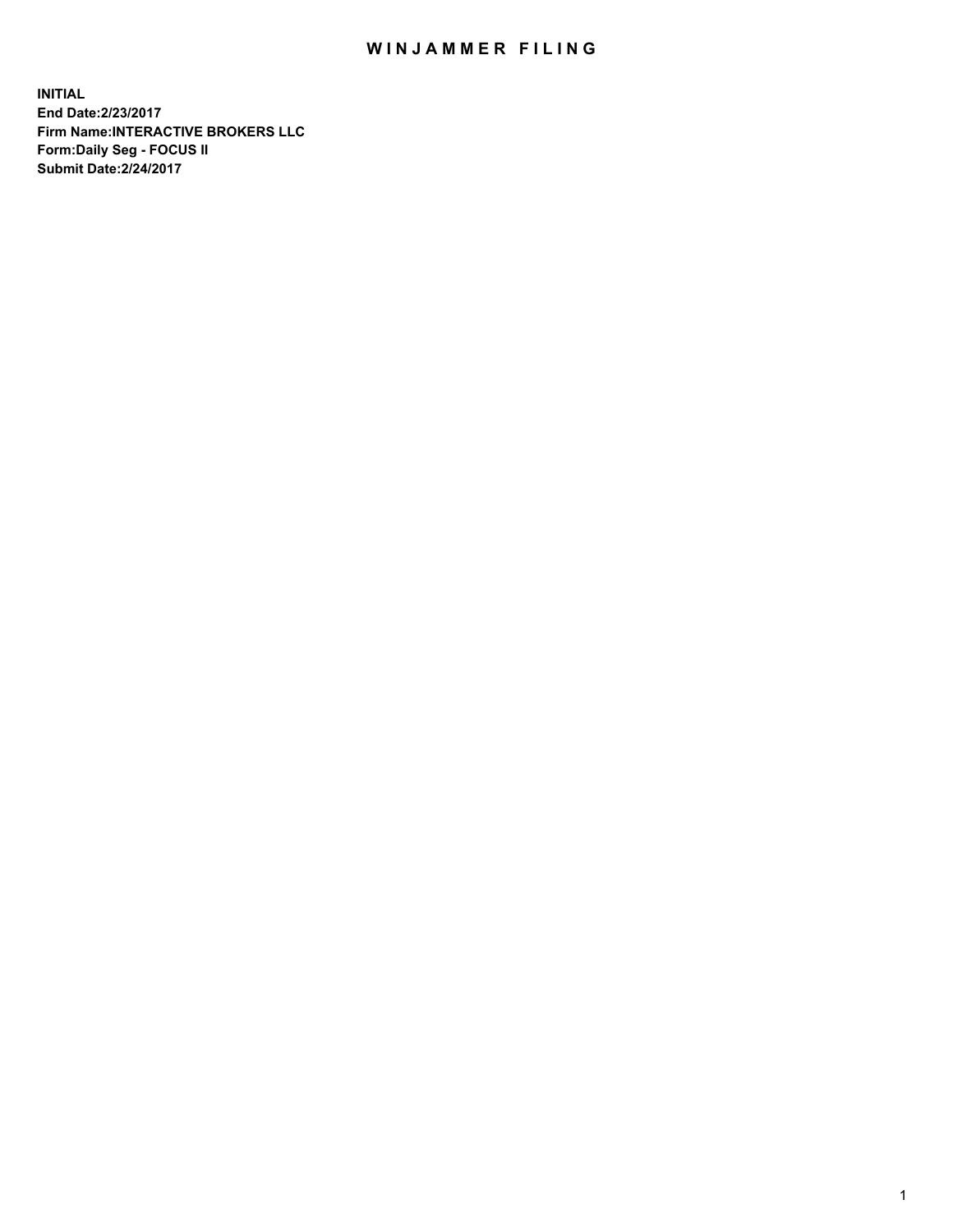# WINJAMMER FILING

**INITIAL**
**End Date:2/23/2017**
**Firm Name:INTERACTIVE BROKERS LLC**
**Form:Daily Seg - FOCUS II**
**Submit Date:2/24/2017**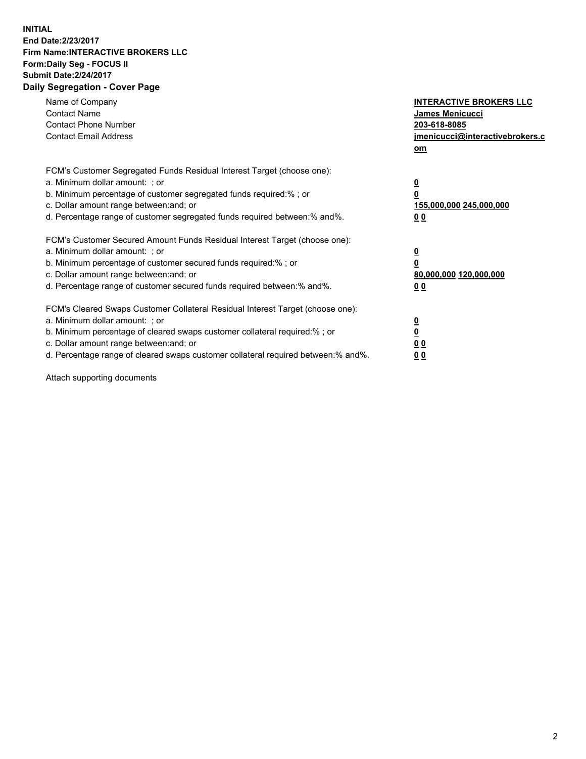**INITIAL**
**End Date:2/23/2017**
**Firm Name:INTERACTIVE BROKERS LLC**
**Form:Daily Seg - FOCUS II**
**Submit Date:2/24/2017**

## Daily Segregation - Cover Page

| | |
|---|---|
| Name of Company | **INTERACTIVE BROKERS LLC** |
| Contact Name | **James Menicucci** |
| Contact Phone Number | **203-618-8085** |
| Contact Email Address | **jmenicucci@interactivebrokers.com** |

| | |
|---|---|
| FCM's Customer Segregated Funds Residual Interest Target (choose one): | |
| a. Minimum dollar amount: ; or | **0** |
| b. Minimum percentage of customer segregated funds required:% ; or | **0** |
| c. Dollar amount range between:and; or | **155,000,000 245,000,000** |
| d. Percentage range of customer segregated funds required between:% and%. | **0 0** |
| FCM's Customer Secured Amount Funds Residual Interest Target (choose one): | |
| a. Minimum dollar amount: ; or | **0** |
| b. Minimum percentage of customer secured funds required:% ; or | **0** |
| c. Dollar amount range between:and; or | **80,000,000 120,000,000** |
| d. Percentage range of customer secured funds required between:% and%. | **0 0** |
| FCM's Cleared Swaps Customer Collateral Residual Interest Target (choose one): | |
| a. Minimum dollar amount: ; or | **0** |
| b. Minimum percentage of cleared swaps customer collateral required:% ; or | **0** |
| c. Dollar amount range between:and; or | **0 0** |
| d. Percentage range of cleared swaps customer collateral required between:% and%. | **0 0** |

Attach supporting documents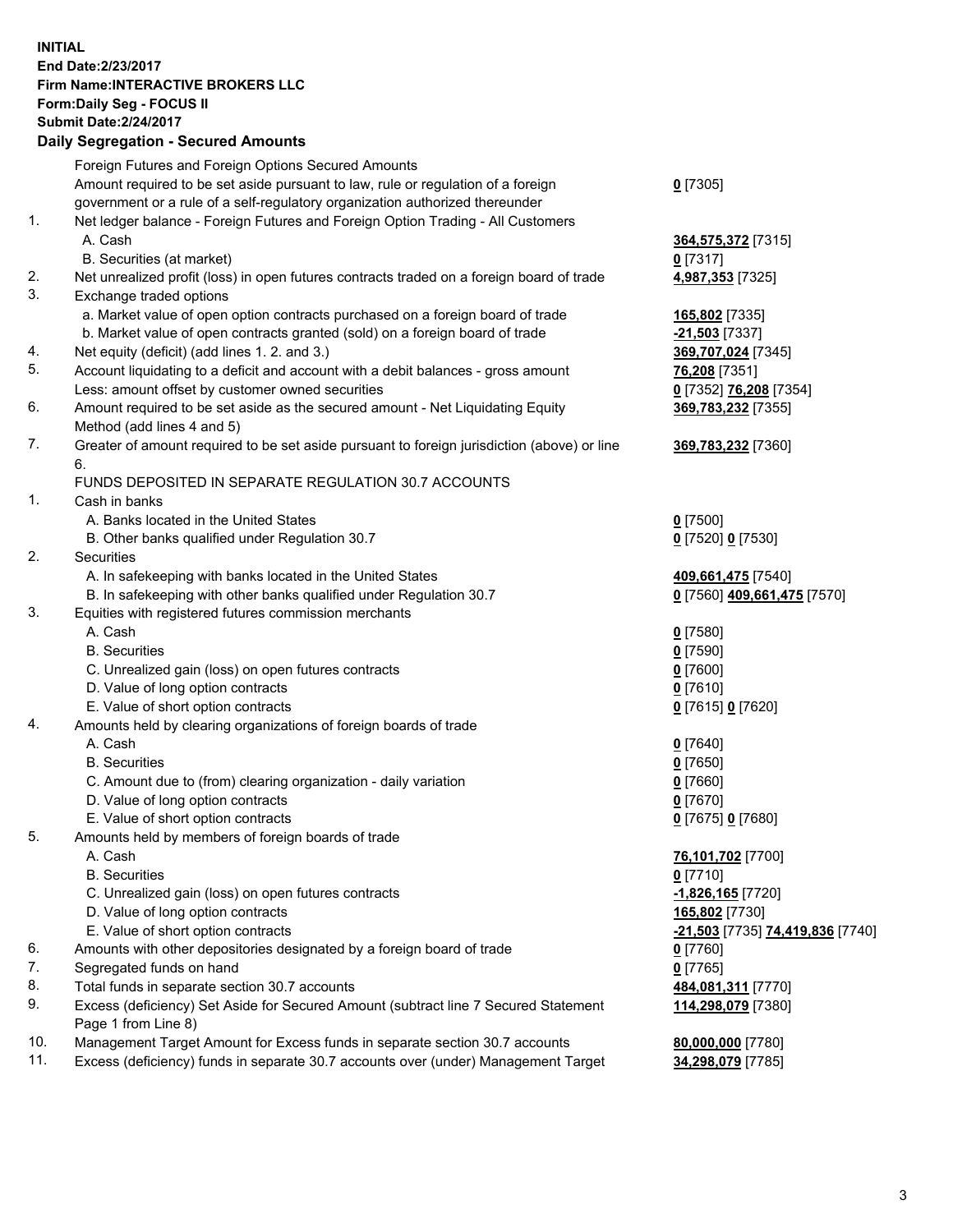**INITIAL**
**End Date:2/23/2017**
**Firm Name:INTERACTIVE BROKERS LLC**
**Form:Daily Seg - FOCUS II**
**Submit Date:2/24/2017**

**Daily Segregation - Secured Amounts**

| | | |
|---|---|---|
| | Foreign Futures and Foreign Options Secured Amounts | |
| | Amount required to be set aside pursuant to law, rule or regulation of a foreign government or a rule of a self-regulatory organization authorized thereunder | **0** [7305] |
| 1. | Net ledger balance - Foreign Futures and Foreign Option Trading - All Customers | |
| | A. Cash | **364,575,372** [7315] |
| | B. Securities (at market) | **0** [7317] |
| 2. | Net unrealized profit (loss) in open futures contracts traded on a foreign board of trade | **4,987,353** [7325] |
| 3. | Exchange traded options | |
| | a. Market value of open option contracts purchased on a foreign board of trade | **165,802** [7335] |
| | b. Market value of open contracts granted (sold) on a foreign board of trade | **-21,503** [7337] |
| 4. | Net equity (deficit) (add lines 1. 2. and 3.) | **369,707,024** [7345] |
| 5. | Account liquidating to a deficit and account with a debit balances - gross amount | **76,208** [7351] |
| | Less: amount offset by customer owned securities | **0** [7352] **76,208** [7354] |
| 6. | Amount required to be set aside as the secured amount - Net Liquidating Equity Method (add lines 4 and 5) | **369,783,232** [7355] |
| 7. | Greater of amount required to be set aside pursuant to foreign jurisdiction (above) or line 6. | **369,783,232** [7360] |
| | FUNDS DEPOSITED IN SEPARATE REGULATION 30.7 ACCOUNTS | |
| 1. | Cash in banks | |
| | A. Banks located in the United States | **0** [7500] |
| | B. Other banks qualified under Regulation 30.7 | **0** [7520] **0** [7530] |
| 2. | Securities | |
| | A. In safekeeping with banks located in the United States | **409,661,475** [7540] |
| | B. In safekeeping with other banks qualified under Regulation 30.7 | **0** [7560] **409,661,475** [7570] |
| 3. | Equities with registered futures commission merchants | |
| | A. Cash | **0** [7580] |
| | B. Securities | **0** [7590] |
| | C. Unrealized gain (loss) on open futures contracts | **0** [7600] |
| | D. Value of long option contracts | **0** [7610] |
| | E. Value of short option contracts | **0** [7615] **0** [7620] |
| 4. | Amounts held by clearing organizations of foreign boards of trade | |
| | A. Cash | **0** [7640] |
| | B. Securities | **0** [7650] |
| | C. Amount due to (from) clearing organization - daily variation | **0** [7660] |
| | D. Value of long option contracts | **0** [7670] |
| | E. Value of short option contracts | **0** [7675] **0** [7680] |
| 5. | Amounts held by members of foreign boards of trade | |
| | A. Cash | **76,101,702** [7700] |
| | B. Securities | **0** [7710] |
| | C. Unrealized gain (loss) on open futures contracts | **-1,826,165** [7720] |
| | D. Value of long option contracts | **165,802** [7730] |
| | E. Value of short option contracts | **-21,503** [7735] **74,419,836** [7740] |
| 6. | Amounts with other depositories designated by a foreign board of trade | **0** [7760] |
| 7. | Segregated funds on hand | **0** [7765] |
| 8. | Total funds in separate section 30.7 accounts | **484,081,311** [7770] |
| 9. | Excess (deficiency) Set Aside for Secured Amount (subtract line 7 Secured Statement Page 1 from Line 8) | **114,298,079** [7380] |
| 10. | Management Target Amount for Excess funds in separate section 30.7 accounts | **80,000,000** [7780] |
| 11. | Excess (deficiency) funds in separate 30.7 accounts over (under) Management Target | **34,298,079** [7785] |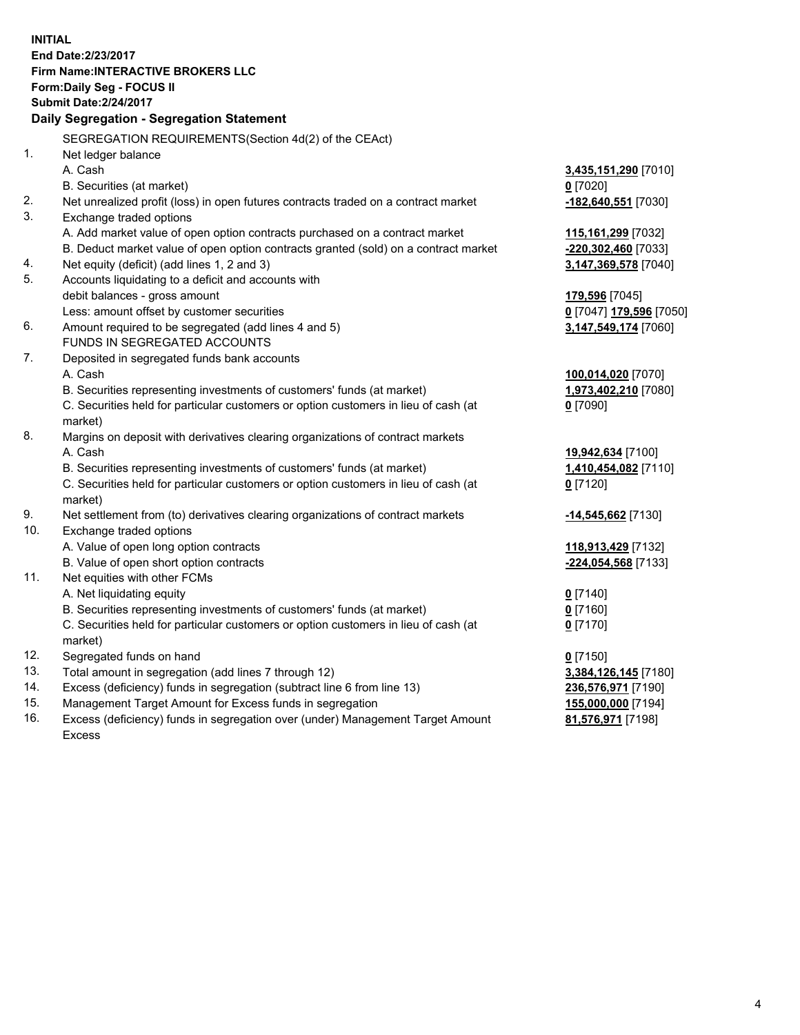**INITIAL**
**End Date:2/23/2017**
**Firm Name:INTERACTIVE BROKERS LLC**
**Form:Daily Seg - FOCUS II**
**Submit Date:2/24/2017**

**Daily Segregation - Segregation Statement**

| | | |
|---|---|---|
| | SEGREGATION REQUIREMENTS(Section 4d(2) of the CEAct) | |
| 1. | Net ledger balance | |
| | A. Cash | **3,435,151,290** [7010] |
| | B. Securities (at market) | **0** [7020] |
| 2. | Net unrealized profit (loss) in open futures contracts traded on a contract market | **-182,640,551** [7030] |
| 3. | Exchange traded options | |
| | A. Add market value of open option contracts purchased on a contract market | **115,161,299** [7032] |
| | B. Deduct market value of open option contracts granted (sold) on a contract market | **-220,302,460** [7033] |
| 4. | Net equity (deficit) (add lines 1, 2 and 3) | **3,147,369,578** [7040] |
| 5. | Accounts liquidating to a deficit and accounts with | |
| | debit balances - gross amount | **179,596** [7045] |
| | Less: amount offset by customer securities | **0** [7047] **179,596** [7050] |
| 6. | Amount required to be segregated (add lines 4 and 5) | **3,147,549,174** [7060] |
| | FUNDS IN SEGREGATED ACCOUNTS | |
| 7. | Deposited in segregated funds bank accounts | |
| | A. Cash | **100,014,020** [7070] |
| | B. Securities representing investments of customers' funds (at market) | **1,973,402,210** [7080] |
| | C. Securities held for particular customers or option customers in lieu of cash (at market) | **0** [7090] |
| 8. | Margins on deposit with derivatives clearing organizations of contract markets | |
| | A. Cash | **19,942,634** [7100] |
| | B. Securities representing investments of customers' funds (at market) | **1,410,454,082** [7110] |
| | C. Securities held for particular customers or option customers in lieu of cash (at market) | **0** [7120] |
| 9. | Net settlement from (to) derivatives clearing organizations of contract markets | **-14,545,662** [7130] |
| 10. | Exchange traded options | |
| | A. Value of open long option contracts | **118,913,429** [7132] |
| | B. Value of open short option contracts | **-224,054,568** [7133] |
| 11. | Net equities with other FCMs | |
| | A. Net liquidating equity | **0** [7140] |
| | B. Securities representing investments of customers' funds (at market) | **0** [7160] |
| | C. Securities held for particular customers or option customers in lieu of cash (at market) | **0** [7170] |
| 12. | Segregated funds on hand | **0** [7150] |
| 13. | Total amount in segregation (add lines 7 through 12) | **3,384,126,145** [7180] |
| 14. | Excess (deficiency) funds in segregation (subtract line 6 from line 13) | **236,576,971** [7190] |
| 15. | Management Target Amount for Excess funds in segregation | **155,000,000** [7194] |
| 16. | Excess (deficiency) funds in segregation over (under) Management Target Amount Excess | **81,576,971** [7198] |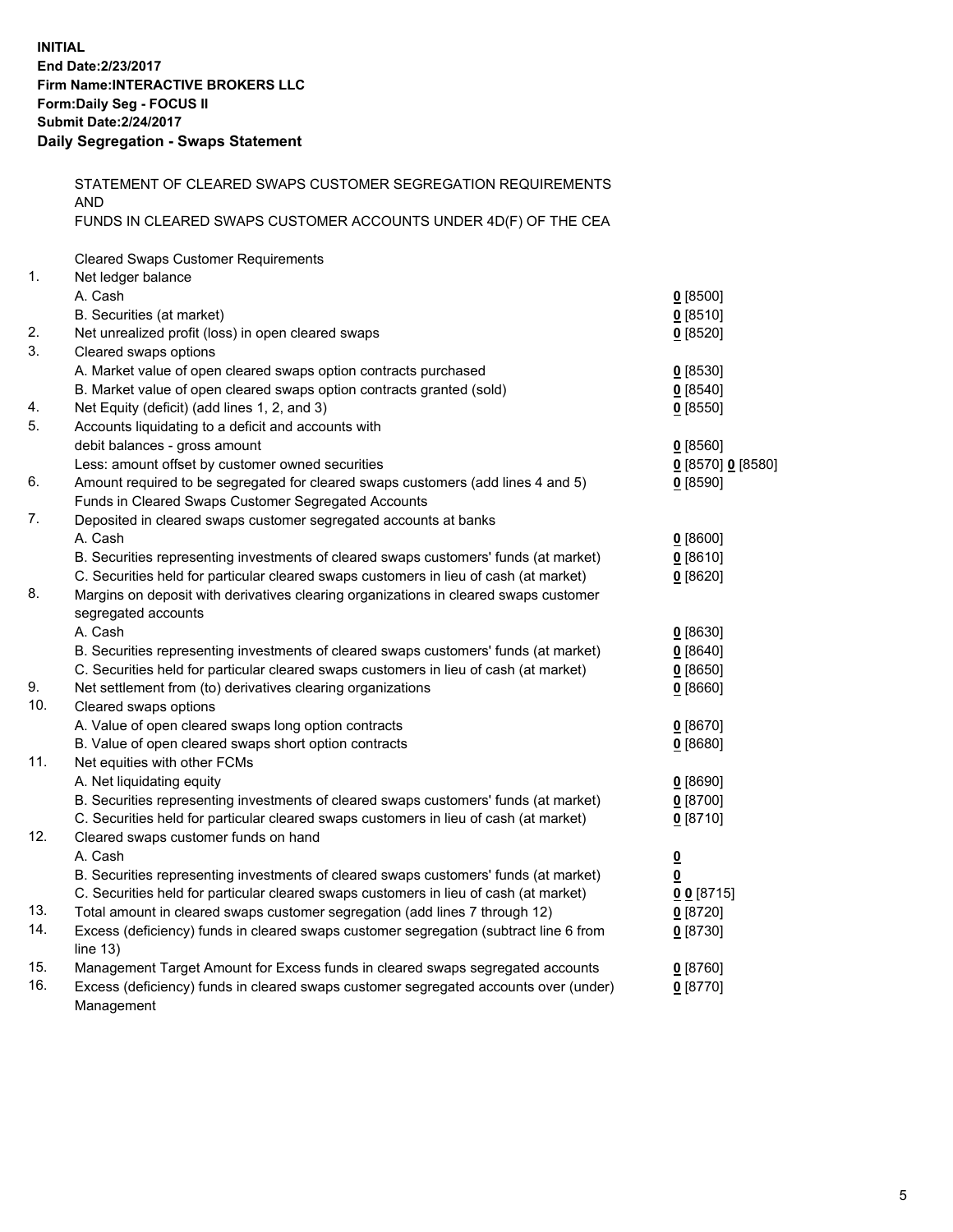**INITIAL**
**End Date:2/23/2017**
**Firm Name:INTERACTIVE BROKERS LLC**
**Form:Daily Seg - FOCUS II**
**Submit Date:2/24/2017**
**Daily Segregation - Swaps Statement**

STATEMENT OF CLEARED SWAPS CUSTOMER SEGREGATION REQUIREMENTS AND FUNDS IN CLEARED SWAPS CUSTOMER ACCOUNTS UNDER 4D(F) OF THE CEA

| | | |
|---|---|---|
| | Cleared Swaps Customer Requirements | |
| 1. | Net ledger balance | |
| | A. Cash | 0 [8500] |
| | B. Securities (at market) | 0 [8510] |
| 2. | Net unrealized profit (loss) in open cleared swaps | 0 [8520] |
| 3. | Cleared swaps options | |
| | A. Market value of open cleared swaps option contracts purchased | 0 [8530] |
| | B. Market value of open cleared swaps option contracts granted (sold) | 0 [8540] |
| 4. | Net Equity (deficit) (add lines 1, 2, and 3) | 0 [8550] |
| 5. | Accounts liquidating to a deficit and accounts with debit balances - gross amount | 0 [8560] |
| | Less: amount offset by customer owned securities | 0 [8570] 0 [8580] |
| 6. | Amount required to be segregated for cleared swaps customers (add lines 4 and 5) | 0 [8590] |
| | Funds in Cleared Swaps Customer Segregated Accounts | |
| 7. | Deposited in cleared swaps customer segregated accounts at banks | |
| | A. Cash | 0 [8600] |
| | B. Securities representing investments of cleared swaps customers' funds (at market) | 0 [8610] |
| | C. Securities held for particular cleared swaps customers in lieu of cash (at market) | 0 [8620] |
| 8. | Margins on deposit with derivatives clearing organizations in cleared swaps customer segregated accounts | |
| | A. Cash | 0 [8630] |
| | B. Securities representing investments of cleared swaps customers' funds (at market) | 0 [8640] |
| | C. Securities held for particular cleared swaps customers in lieu of cash (at market) | 0 [8650] |
| 9. | Net settlement from (to) derivatives clearing organizations | 0 [8660] |
| 10. | Cleared swaps options | |
| | A. Value of open cleared swaps long option contracts | 0 [8670] |
| | B. Value of open cleared swaps short option contracts | 0 [8680] |
| 11. | Net equities with other FCMs | |
| | A. Net liquidating equity | 0 [8690] |
| | B. Securities representing investments of cleared swaps customers' funds (at market) | 0 [8700] |
| | C. Securities held for particular cleared swaps customers in lieu of cash (at market) | 0 [8710] |
| 12. | Cleared swaps customer funds on hand | |
| | A. Cash | 0 |
| | B. Securities representing investments of cleared swaps customers' funds (at market) | 0 |
| | C. Securities held for particular cleared swaps customers in lieu of cash (at market) | 0 0 [8715] |
| 13. | Total amount in cleared swaps customer segregation (add lines 7 through 12) | 0 [8720] |
| 14. | Excess (deficiency) funds in cleared swaps customer segregation (subtract line 6 from line 13) | 0 [8730] |
| 15. | Management Target Amount for Excess funds in cleared swaps segregated accounts | 0 [8760] |
| 16. | Excess (deficiency) funds in cleared swaps customer segregated accounts over (under) Management | 0 [8770] |